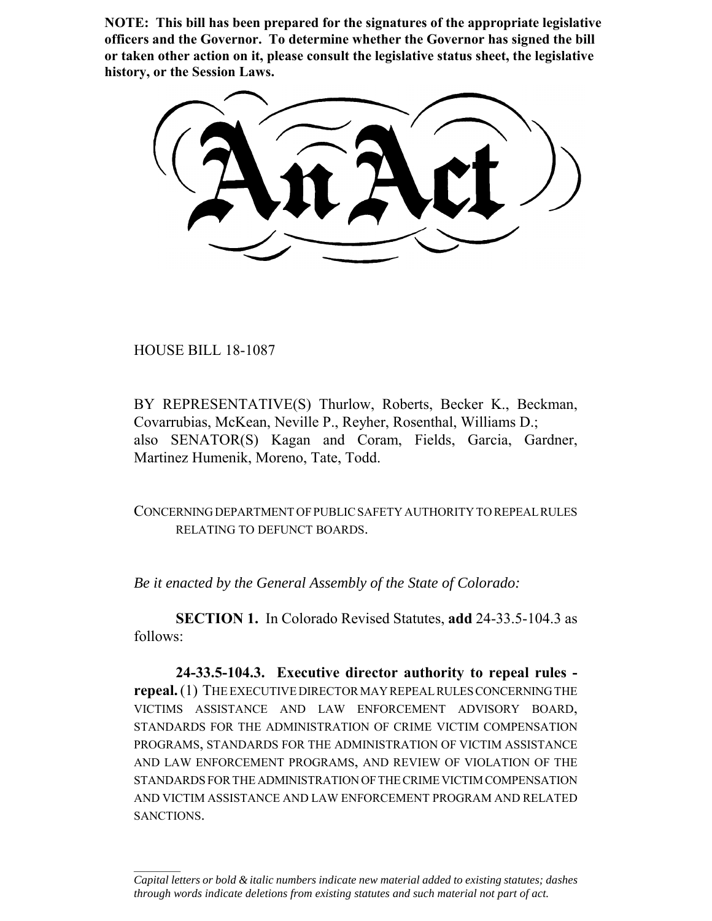**NOTE: This bill has been prepared for the signatures of the appropriate legislative officers and the Governor. To determine whether the Governor has signed the bill or taken other action on it, please consult the legislative status sheet, the legislative history, or the Session Laws.**

# An Act

HOUSE BILL 18-1087

BY REPRESENTATIVE(S) Thurlow, Roberts, Becker K., Beckman, Covarrubias, McKean, Neville P., Reyher, Rosenthal, Williams D.; also SENATOR(S) Kagan and Coram, Fields, Garcia, Gardner, Martinez Humenik, Moreno, Tate, Todd.

CONCERNING DEPARTMENT OF PUBLIC SAFETY AUTHORITY TO REPEAL RULES RELATING TO DEFUNCT BOARDS.

*Be it enacted by the General Assembly of the State of Colorado:*

**SECTION 1.** In Colorado Revised Statutes, **add** 24-33.5-104.3 as follows:

**24-33.5-104.3. Executive director authority to repeal rules - repeal.** (1) THE EXECUTIVE DIRECTOR MAY REPEAL RULES CONCERNING THE VICTIMS ASSISTANCE AND LAW ENFORCEMENT ADVISORY BOARD, STANDARDS FOR THE ADMINISTRATION OF CRIME VICTIM COMPENSATION PROGRAMS, STANDARDS FOR THE ADMINISTRATION OF VICTIM ASSISTANCE AND LAW ENFORCEMENT PROGRAMS, AND REVIEW OF VIOLATION OF THE STANDARDS FOR THE ADMINISTRATION OF THE CRIME VICTIM COMPENSATION AND VICTIM ASSISTANCE AND LAW ENFORCEMENT PROGRAM AND RELATED SANCTIONS.

*Capital letters or bold & italic numbers indicate new material added to existing statutes; dashes through words indicate deletions from existing statutes and such material not part of act.*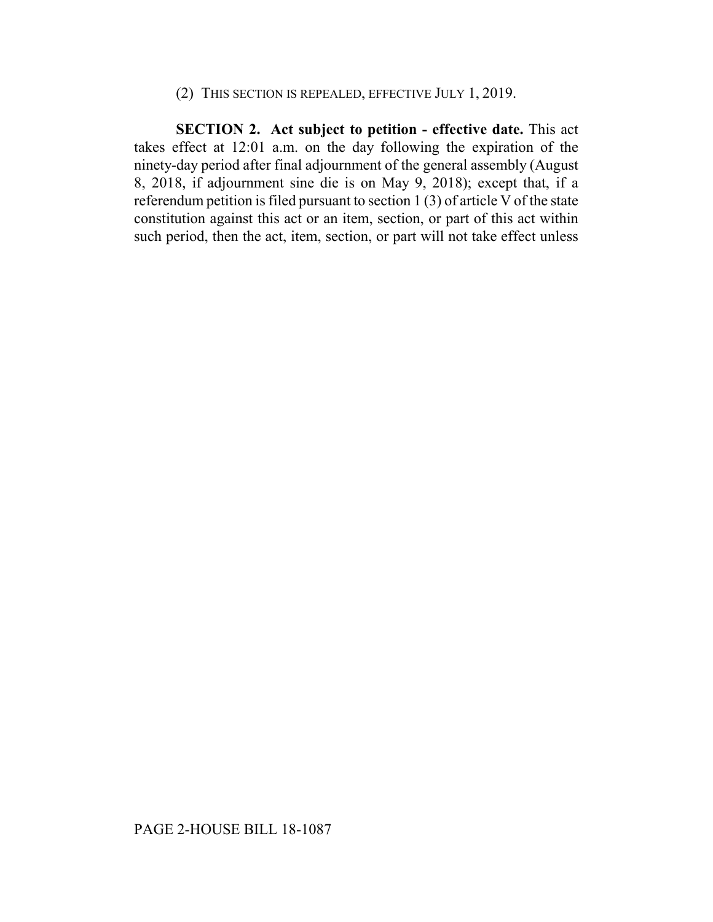(2) THIS SECTION IS REPEALED, EFFECTIVE JULY 1, 2019.

**SECTION 2. Act subject to petition - effective date.** This act takes effect at 12:01 a.m. on the day following the expiration of the ninety-day period after final adjournment of the general assembly (August 8, 2018, if adjournment sine die is on May 9, 2018); except that, if a referendum petition is filed pursuant to section 1 (3) of article V of the state constitution against this act or an item, section, or part of this act within such period, then the act, item, section, or part will not take effect unless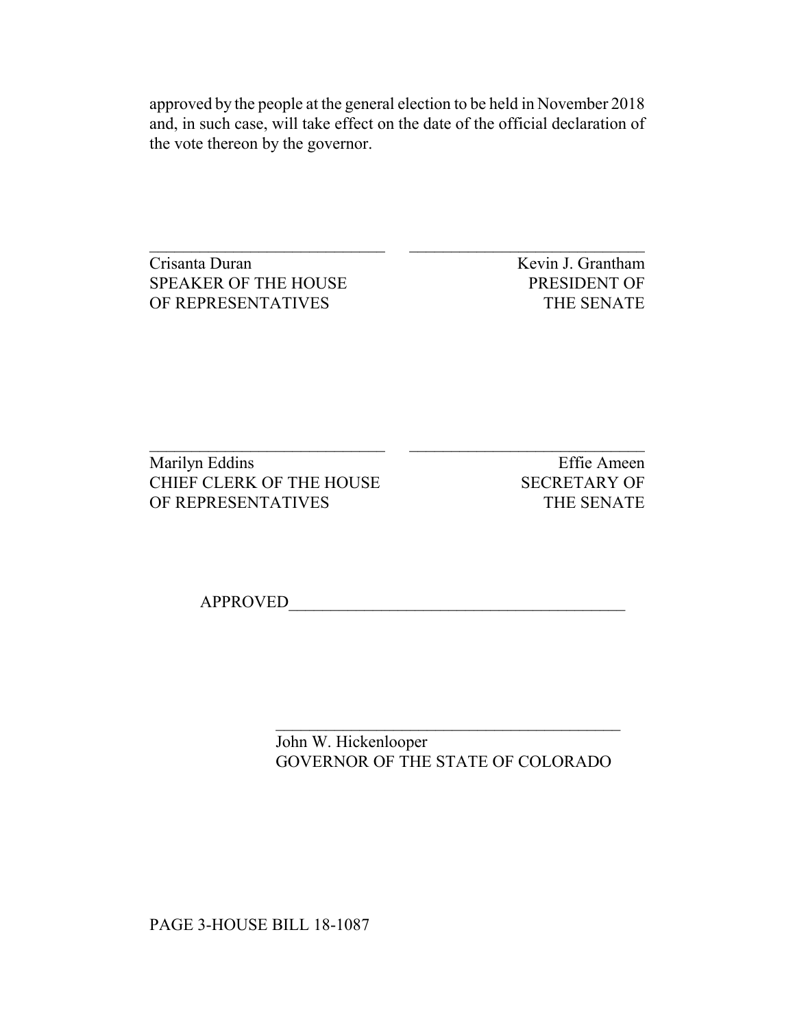approved by the people at the general election to be held in November 2018 and, in such case, will take effect on the date of the official declaration of the vote thereon by the governor.

____________________________
Crisanta Duran
SPEAKER OF THE HOUSE
OF REPRESENTATIVES

____________________________
Kevin J. Grantham
PRESIDENT OF
THE SENATE

____________________________
Marilyn Eddins
CHIEF CLERK OF THE HOUSE
OF REPRESENTATIVES

____________________________
Effie Ameen
SECRETARY OF
THE SENATE

APPROVED________________________________________

_________________________________________
John W. Hickenlooper
GOVERNOR OF THE STATE OF COLORADO

PAGE 3-HOUSE BILL 18-1087